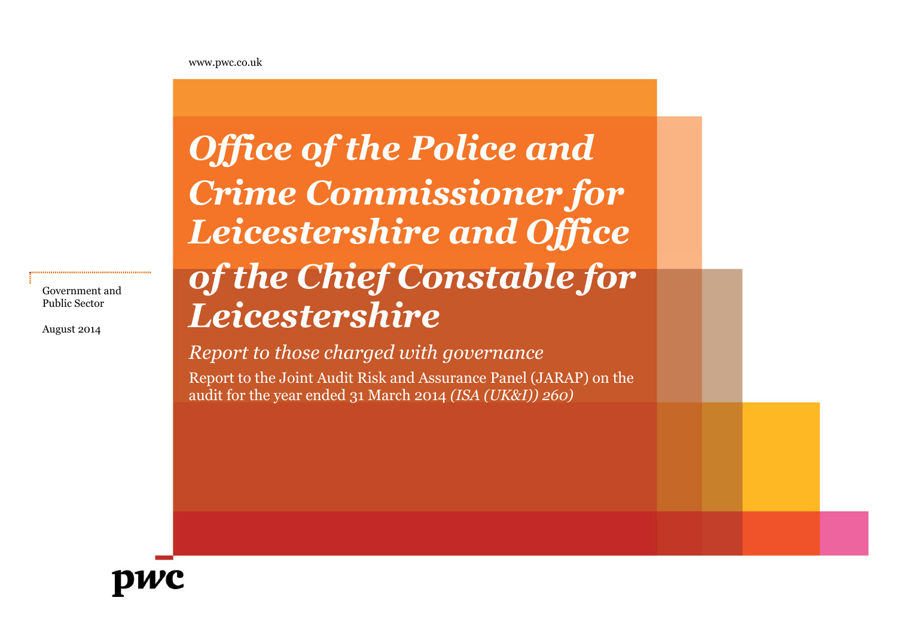www.pwc.co.uk

# *Office of the Police and Crime Commissioner for Leicestershire and Office of the Chief Constable for Leicestershire*

## *Report to those charged with governance*

Report to the Joint Audit Risk and Assurance Panel (JARAP) on the audit for the year ended 31 March 2014 *(ISA (UK&I)) 260)*

Government and Public Sector

August 2014

pwc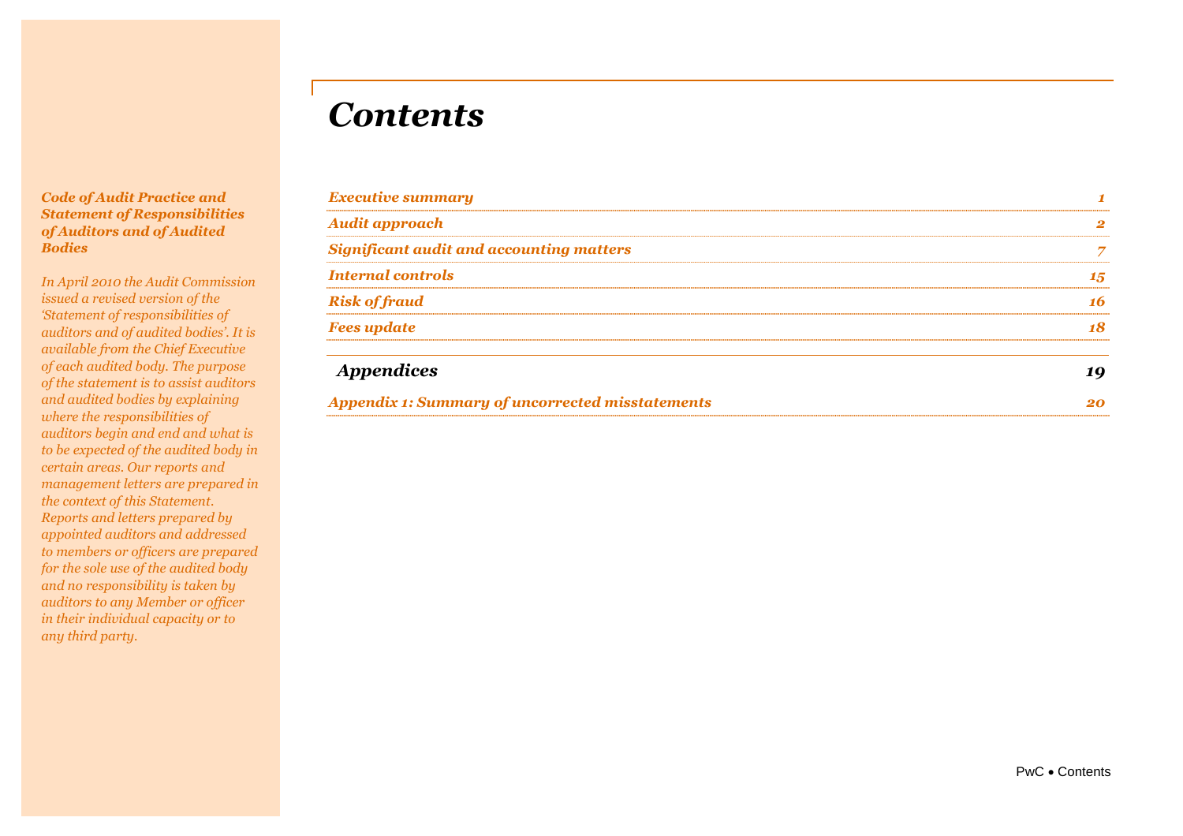# Contents

| | |
|---|---|
| *Executive summary* | 1 |
| *Audit approach* | 2 |
| *Significant audit and accounting matters* | 7 |
| *Internal controls* | 15 |
| *Risk of fraud* | 16 |
| *Fees update* | 18 |
| ***Appendices*** | **19** |
| *Appendix 1: Summary of uncorrected misstatements* | 20 |

***Code of Audit Practice and Statement of Responsibilities of Auditors and of Audited Bodies***

*In April 2010 the Audit Commission issued a revised version of the 'Statement of responsibilities of auditors and of audited bodies'. It is available from the Chief Executive of each audited body. The purpose of the statement is to assist auditors and audited bodies by explaining where the responsibilities of auditors begin and end and what is to be expected of the audited body in certain areas. Our reports and management letters are prepared in the context of this Statement. Reports and letters prepared by appointed auditors and addressed to members or officers are prepared for the sole use of the audited body and no responsibility is taken by auditors to any Member or officer in their individual capacity or to any third party.*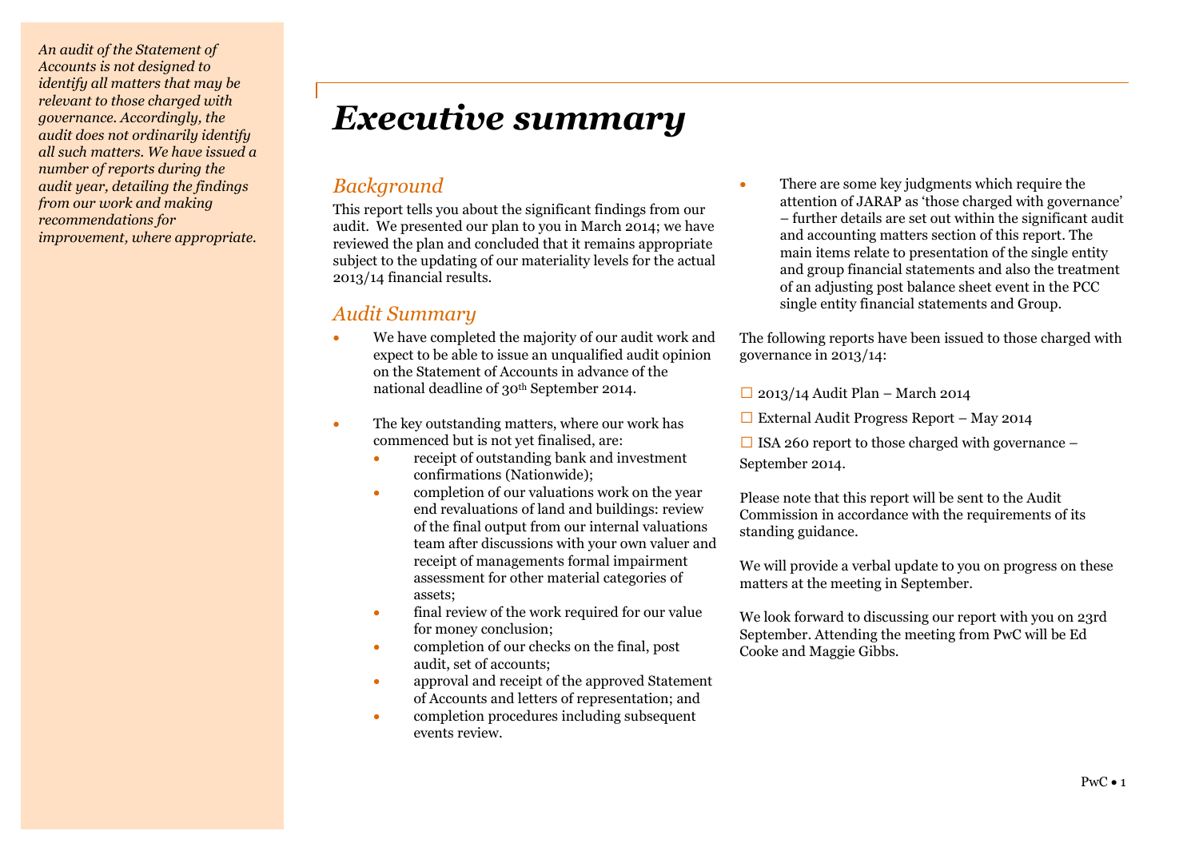*An audit of the Statement of Accounts is not designed to identify all matters that may be relevant to those charged with governance. Accordingly, the audit does not ordinarily identify all such matters. We have issued a number of reports during the audit year, detailing the findings from our work and making recommendations for improvement, where appropriate.*

# *Executive summary*

## *Background*

This report tells you about the significant findings from our audit. We presented our plan to you in March 2014; we have reviewed the plan and concluded that it remains appropriate subject to the updating of our materiality levels for the actual 2013/14 financial results.

## *Audit Summary*

- We have completed the majority of our audit work and expect to be able to issue an unqualified audit opinion on the Statement of Accounts in advance of the national deadline of 30th September 2014.
- The key outstanding matters, where our work has commenced but is not yet finalised, are:
    - receipt of outstanding bank and investment confirmations (Nationwide);
    - completion of our valuations work on the year end revaluations of land and buildings: review of the final output from our internal valuations team after discussions with your own valuer and receipt of managements formal impairment assessment for other material categories of assets;
    - final review of the work required for our value for money conclusion;
    - completion of our checks on the final, post audit, set of accounts;
    - approval and receipt of the approved Statement of Accounts and letters of representation; and
    - completion procedures including subsequent events review.
- There are some key judgments which require the attention of JARAP as 'those charged with governance' – further details are set out within the significant audit and accounting matters section of this report. The main items relate to presentation of the single entity and group financial statements and also the treatment of an adjusting post balance sheet event in the PCC single entity financial statements and Group.

The following reports have been issued to those charged with governance in 2013/14:

- ☐ 2013/14 Audit Plan – March 2014
- ☐ External Audit Progress Report – May 2014
- ☐ ISA 260 report to those charged with governance – September 2014.

Please note that this report will be sent to the Audit Commission in accordance with the requirements of its standing guidance.

We will provide a verbal update to you on progress on these matters at the meeting in September.

We look forward to discussing our report with you on 23rd September. Attending the meeting from PwC will be Ed Cooke and Maggie Gibbs.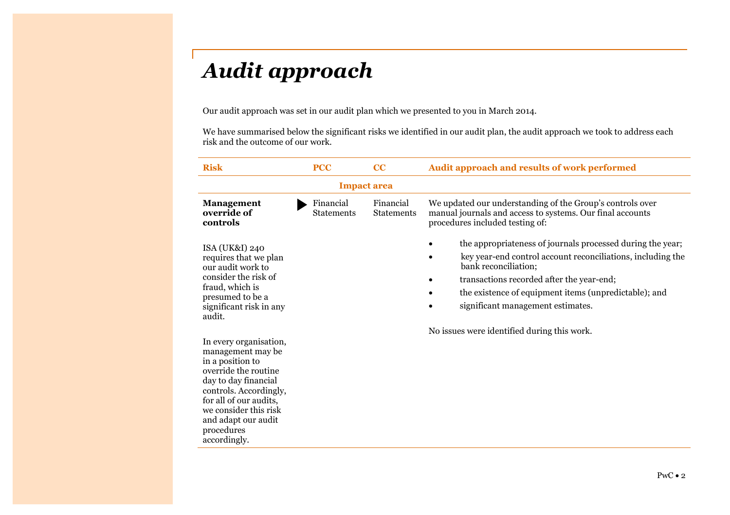# *Audit approach*

Our audit approach was set in our audit plan which we presented to you in March 2014.

We have summarised below the significant risks we identified in our audit plan, the audit approach we took to address each risk and the outcome of our work.

| Risk | PCC | CC | Audit approach and results of work performed |
|---|---|---|---|
| | Impact area | | |
| **Management override of controls**<br><br>ISA (UK&I) 240 requires that we plan our audit work to consider the risk of fraud, which is presumed to be a significant risk in any audit.<br><br>In every organisation, management may be in a position to override the routine day to day financial controls. Accordingly, for all of our audits, we consider this risk and adapt our audit procedures accordingly. | Financial Statements | Financial Statements | We updated our understanding of the Group's controls over manual journals and access to systems. Our final accounts procedures included testing of:<br><br>• the appropriateness of journals processed during the year;<br>• key year-end control account reconciliations, including the bank reconciliation;<br>• transactions recorded after the year-end;<br>• the existence of equipment items (unpredictable); and<br>• significant management estimates.<br><br>No issues were identified during this work. |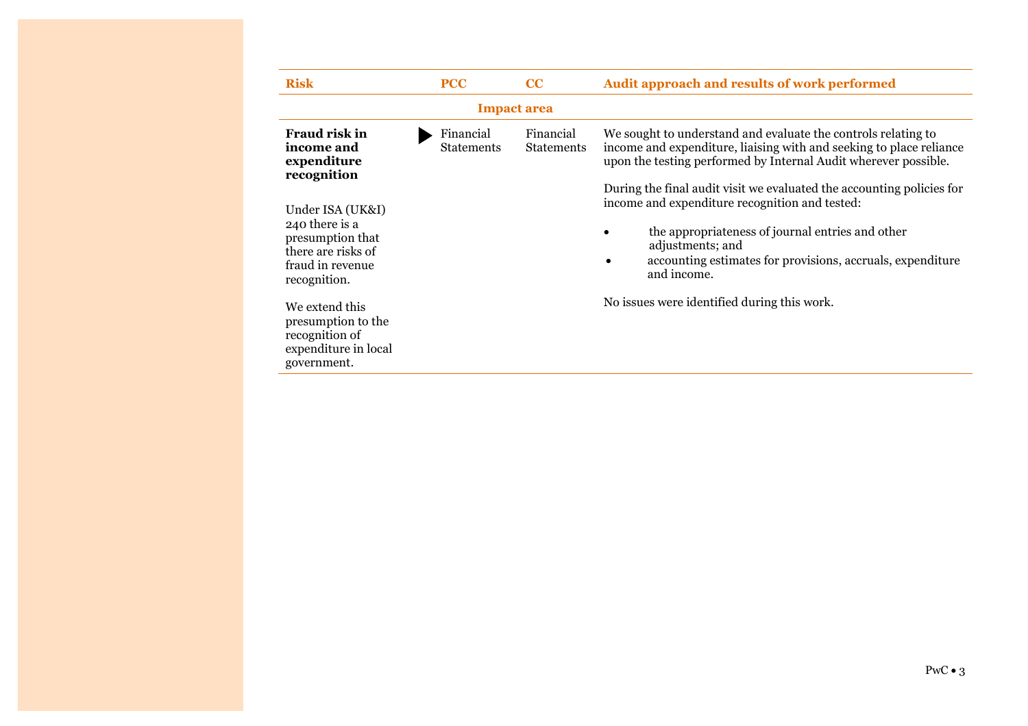| Risk | PCC | CC | Audit approach and results of work performed |
|---|---|---|---|
| | Impact area | | |
| **Fraud risk in income and expenditure recognition**<br><br>Under ISA (UK&I) 240 there is a presumption that there are risks of fraud in revenue recognition.<br><br>We extend this presumption to the recognition of expenditure in local government. | Financial Statements | Financial Statements | We sought to understand and evaluate the controls relating to income and expenditure, liaising with and seeking to place reliance upon the testing performed by Internal Audit wherever possible.<br><br>During the final audit visit we evaluated the accounting policies for income and expenditure recognition and tested:<br><br>• the appropriateness of journal entries and other adjustments; and<br>• accounting estimates for provisions, accruals, expenditure and income.<br><br>No issues were identified during this work. |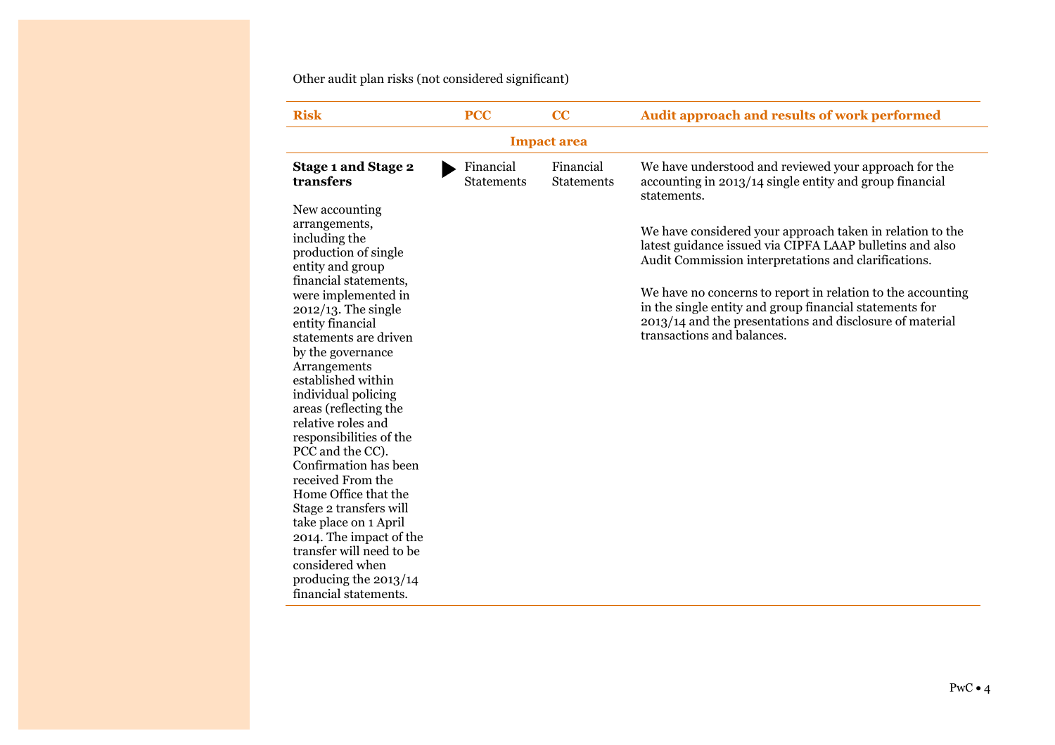Other audit plan risks (not considered significant)

| Risk | PCC | CC | Audit approach and results of work performed |
|---|---|---|---|
| | Impact area | | |
| **Stage 1 and Stage 2 transfers**<br><br>New accounting arrangements, including the production of single entity and group financial statements, were implemented in 2012/13. The single entity financial statements are driven by the governance Arrangements established within individual policing areas (reflecting the relative roles and responsibilities of the PCC and the CC). Confirmation has been received From the Home Office that the Stage 2 transfers will take place on 1 April 2014. The impact of the transfer will need to be considered when producing the 2013/14 financial statements. | Financial Statements | Financial Statements | We have understood and reviewed your approach for the accounting in 2013/14 single entity and group financial statements.<br><br>We have considered your approach taken in relation to the latest guidance issued via CIPFA LAAP bulletins and also Audit Commission interpretations and clarifications.<br><br>We have no concerns to report in relation to the accounting in the single entity and group financial statements for 2013/14 and the presentations and disclosure of material transactions and balances. |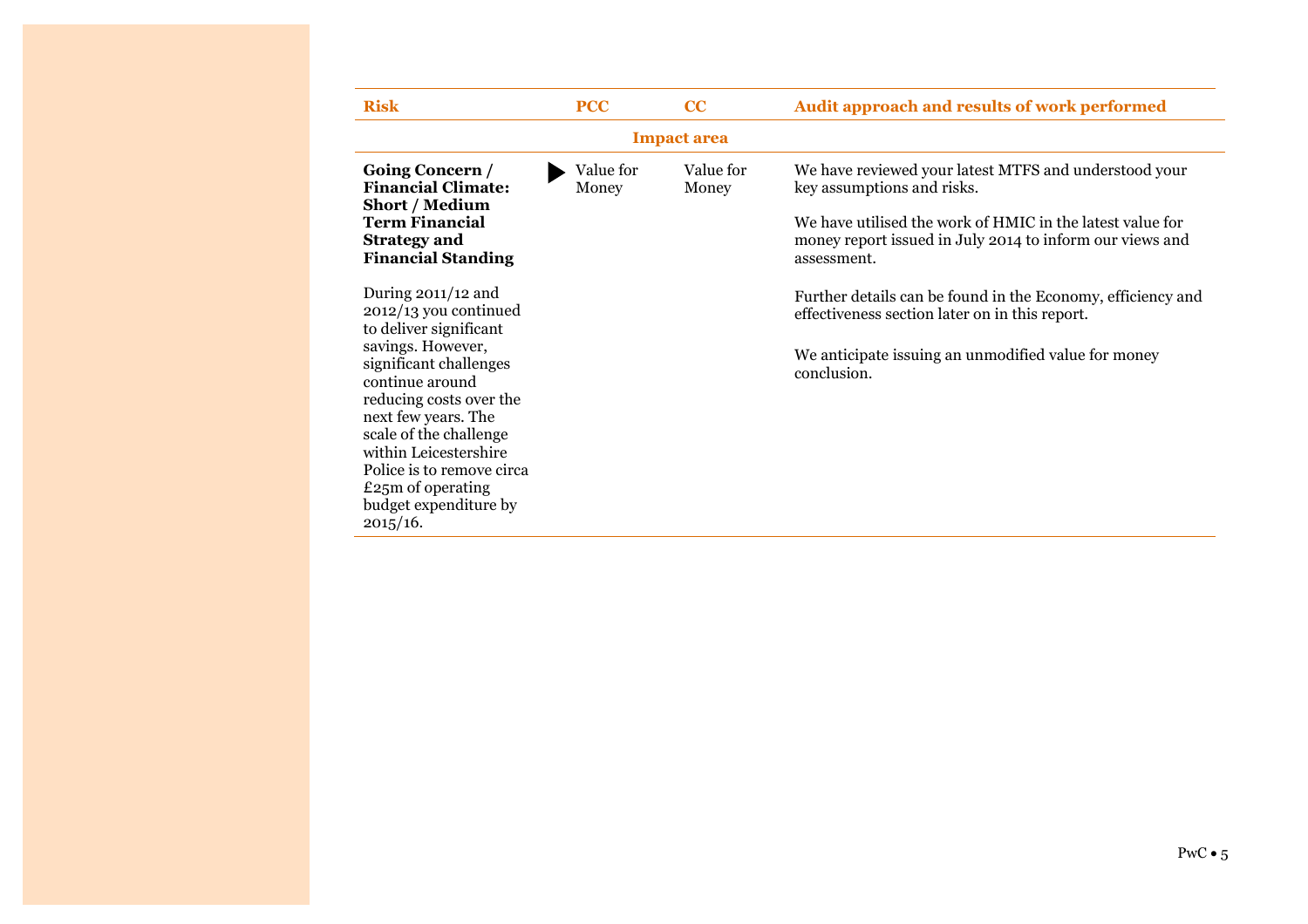| Risk | PCC | CC | Audit approach and results of work performed |
|---|---|---|---|
| | Impact area | | |
| **Going Concern / Financial Climate: Short / Medium Term Financial Strategy and Financial Standing**<br><br>During 2011/12 and 2012/13 you continued to deliver significant savings. However, significant challenges continue around reducing costs over the next few years. The scale of the challenge within Leicestershire Police is to remove circa £25m of operating budget expenditure by 2015/16. | Value for Money | Value for Money | We have reviewed your latest MTFS and understood your key assumptions and risks.<br><br>We have utilised the work of HMIC in the latest value for money report issued in July 2014 to inform our views and assessment.<br><br>Further details can be found in the Economy, efficiency and effectiveness section later on in this report.<br><br>We anticipate issuing an unmodified value for money conclusion. |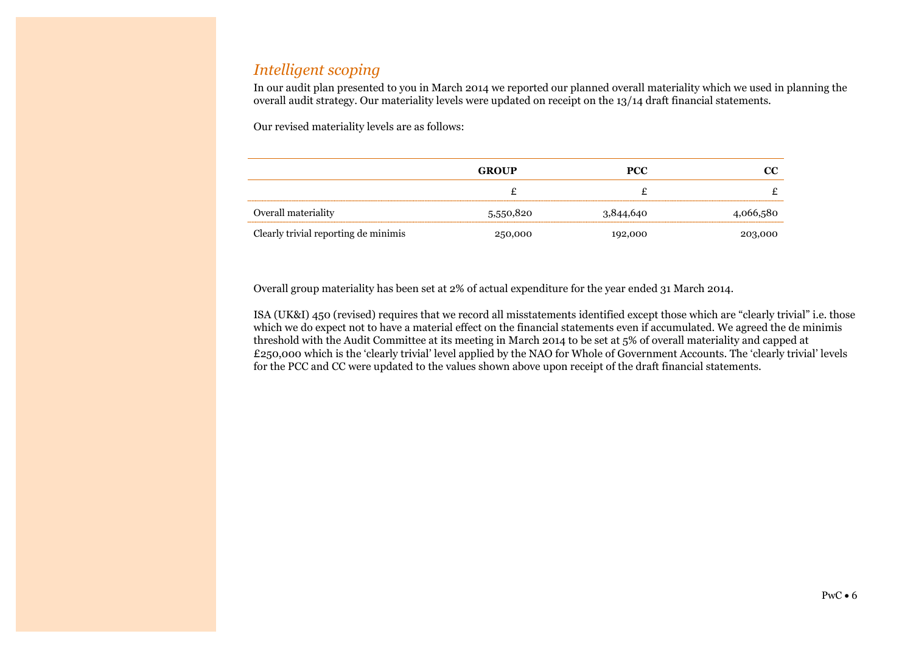## *Intelligent scoping*

In our audit plan presented to you in March 2014 we reported our planned overall materiality which we used in planning the overall audit strategy. Our materiality levels were updated on receipt on the 13/14 draft financial statements.

Our revised materiality levels are as follows:

| | **GROUP** | **PCC** | **CC** |
|---|---|---|---|
| | £ | £ | £ |
| Overall materiality | 5,550,820 | 3,844,640 | 4,066,580 |
| Clearly trivial reporting de minimis | 250,000 | 192,000 | 203,000 |

Overall group materiality has been set at 2% of actual expenditure for the year ended 31 March 2014.

ISA (UK&I) 450 (revised) requires that we record all misstatements identified except those which are "clearly trivial" i.e. those which we do expect not to have a material effect on the financial statements even if accumulated. We agreed the de minimis threshold with the Audit Committee at its meeting in March 2014 to be set at 5% of overall materiality and capped at £250,000 which is the 'clearly trivial' level applied by the NAO for Whole of Government Accounts. The 'clearly trivial' levels for the PCC and CC were updated to the values shown above upon receipt of the draft financial statements.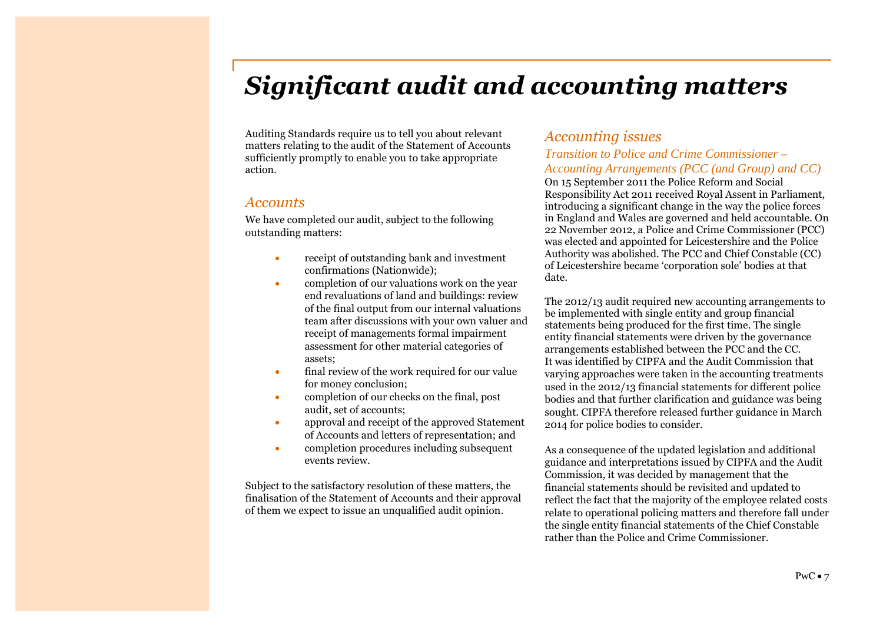# *Significant audit and accounting matters*

Auditing Standards require us to tell you about relevant matters relating to the audit of the Statement of Accounts sufficiently promptly to enable you to take appropriate action.

## *Accounts*

We have completed our audit, subject to the following outstanding matters:

- receipt of outstanding bank and investment confirmations (Nationwide);
- completion of our valuations work on the year end revaluations of land and buildings: review of the final output from our internal valuations team after discussions with your own valuer and receipt of managements formal impairment assessment for other material categories of assets;
- final review of the work required for our value for money conclusion;
- completion of our checks on the final, post audit, set of accounts;
- approval and receipt of the approved Statement of Accounts and letters of representation; and
- completion procedures including subsequent events review.

Subject to the satisfactory resolution of these matters, the finalisation of the Statement of Accounts and their approval of them we expect to issue an unqualified audit opinion.

## *Accounting issues*

### *Transition to Police and Crime Commissioner – Accounting Arrangements (PCC (and Group) and CC)*

On 15 September 2011 the Police Reform and Social Responsibility Act 2011 received Royal Assent in Parliament, introducing a significant change in the way the police forces in England and Wales are governed and held accountable. On 22 November 2012, a Police and Crime Commissioner (PCC) was elected and appointed for Leicestershire and the Police Authority was abolished. The PCC and Chief Constable (CC) of Leicestershire became 'corporation sole' bodies at that date.

The 2012/13 audit required new accounting arrangements to be implemented with single entity and group financial statements being produced for the first time. The single entity financial statements were driven by the governance arrangements established between the PCC and the CC. It was identified by CIPFA and the Audit Commission that varying approaches were taken in the accounting treatments used in the 2012/13 financial statements for different police bodies and that further clarification and guidance was being sought. CIPFA therefore released further guidance in March 2014 for police bodies to consider.

As a consequence of the updated legislation and additional guidance and interpretations issued by CIPFA and the Audit Commission, it was decided by management that the financial statements should be revisited and updated to reflect the fact that the majority of the employee related costs relate to operational policing matters and therefore fall under the single entity financial statements of the Chief Constable rather than the Police and Crime Commissioner.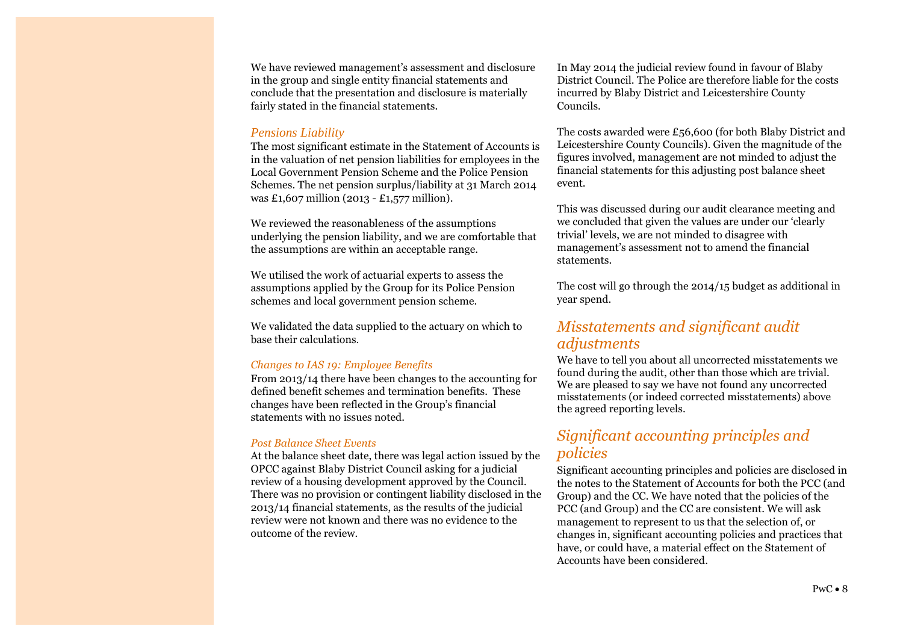We have reviewed management's assessment and disclosure in the group and single entity financial statements and conclude that the presentation and disclosure is materially fairly stated in the financial statements.

### *Pensions Liability*

The most significant estimate in the Statement of Accounts is in the valuation of net pension liabilities for employees in the Local Government Pension Scheme and the Police Pension Schemes. The net pension surplus/liability at 31 March 2014 was £1,607 million (2013 - £1,577 million).

We reviewed the reasonableness of the assumptions underlying the pension liability, and we are comfortable that the assumptions are within an acceptable range.

We utilised the work of actuarial experts to assess the assumptions applied by the Group for its Police Pension schemes and local government pension scheme.

We validated the data supplied to the actuary on which to base their calculations.

#### *Changes to IAS 19: Employee Benefits*

From 2013/14 there have been changes to the accounting for defined benefit schemes and termination benefits. These changes have been reflected in the Group's financial statements with no issues noted.

#### *Post Balance Sheet Events*

At the balance sheet date, there was legal action issued by the OPCC against Blaby District Council asking for a judicial review of a housing development approved by the Council. There was no provision or contingent liability disclosed in the 2013/14 financial statements, as the results of the judicial review were not known and there was no evidence to the outcome of the review.

In May 2014 the judicial review found in favour of Blaby District Council. The Police are therefore liable for the costs incurred by Blaby District and Leicestershire County Councils.

The costs awarded were £56,600 (for both Blaby District and Leicestershire County Councils). Given the magnitude of the figures involved, management are not minded to adjust the financial statements for this adjusting post balance sheet event.

This was discussed during our audit clearance meeting and we concluded that given the values are under our 'clearly trivial' levels, we are not minded to disagree with management's assessment not to amend the financial statements.

The cost will go through the 2014/15 budget as additional in year spend.

## *Misstatements and significant audit adjustments*

We have to tell you about all uncorrected misstatements we found during the audit, other than those which are trivial. We are pleased to say we have not found any uncorrected misstatements (or indeed corrected misstatements) above the agreed reporting levels.

## *Significant accounting principles and policies*

Significant accounting principles and policies are disclosed in the notes to the Statement of Accounts for both the PCC (and Group) and the CC. We have noted that the policies of the PCC (and Group) and the CC are consistent. We will ask management to represent to us that the selection of, or changes in, significant accounting policies and practices that have, or could have, a material effect on the Statement of Accounts have been considered.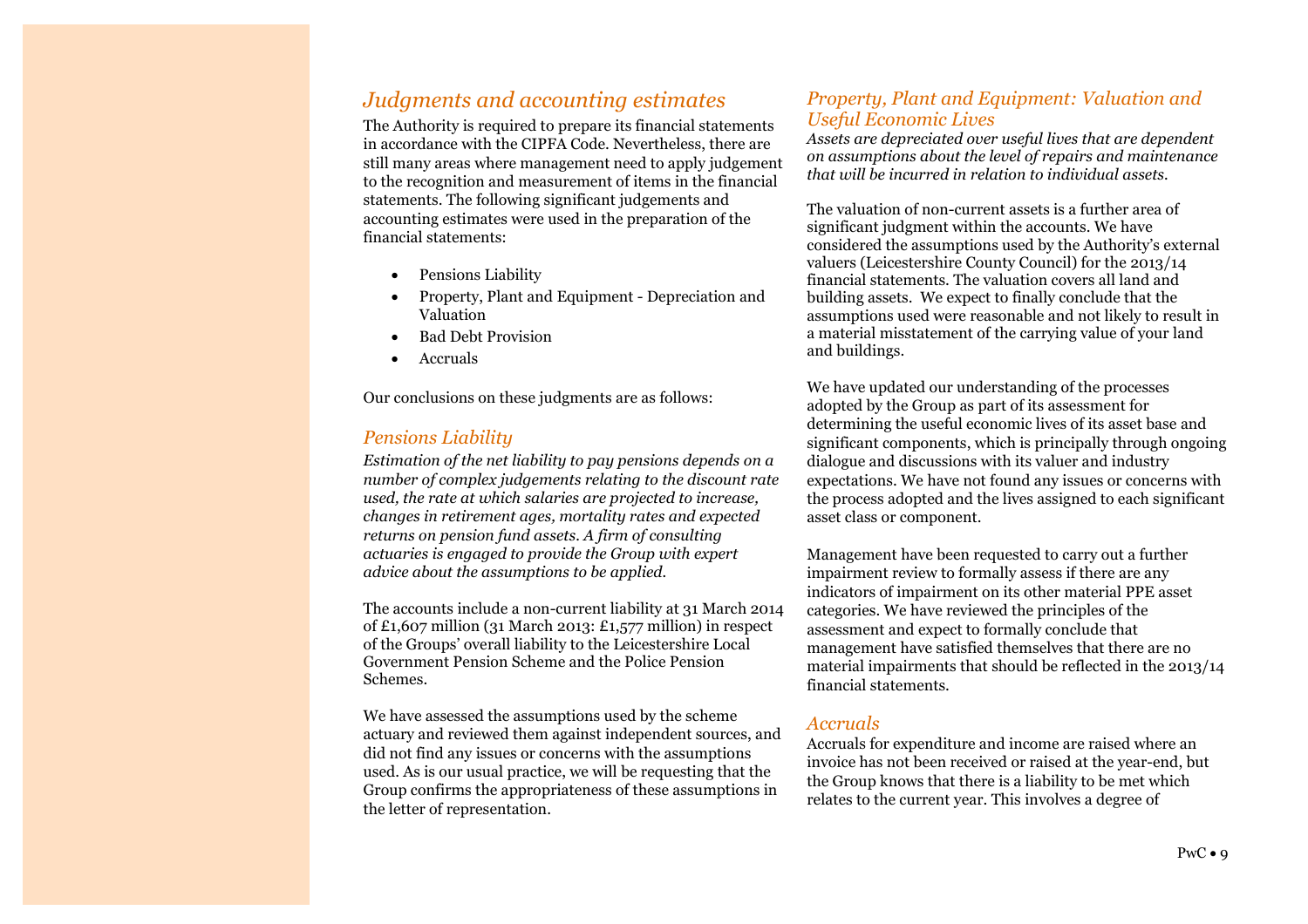## *Judgments and accounting estimates*

The Authority is required to prepare its financial statements in accordance with the CIPFA Code. Nevertheless, there are still many areas where management need to apply judgement to the recognition and measurement of items in the financial statements. The following significant judgements and accounting estimates were used in the preparation of the financial statements:

- Pensions Liability
- Property, Plant and Equipment - Depreciation and Valuation
- Bad Debt Provision
- Accruals

Our conclusions on these judgments are as follows:

### *Pensions Liability*

*Estimation of the net liability to pay pensions depends on a number of complex judgements relating to the discount rate used, the rate at which salaries are projected to increase, changes in retirement ages, mortality rates and expected returns on pension fund assets. A firm of consulting actuaries is engaged to provide the Group with expert advice about the assumptions to be applied.*

The accounts include a non-current liability at 31 March 2014 of £1,607 million (31 March 2013: £1,577 million) in respect of the Groups' overall liability to the Leicestershire Local Government Pension Scheme and the Police Pension Schemes.

We have assessed the assumptions used by the scheme actuary and reviewed them against independent sources, and did not find any issues or concerns with the assumptions used. As is our usual practice, we will be requesting that the Group confirms the appropriateness of these assumptions in the letter of representation.

### *Property, Plant and Equipment: Valuation and Useful Economic Lives*

*Assets are depreciated over useful lives that are dependent on assumptions about the level of repairs and maintenance that will be incurred in relation to individual assets.*

The valuation of non-current assets is a further area of significant judgment within the accounts. We have considered the assumptions used by the Authority's external valuers (Leicestershire County Council) for the 2013/14 financial statements. The valuation covers all land and building assets. We expect to finally conclude that the assumptions used were reasonable and not likely to result in a material misstatement of the carrying value of your land and buildings.

We have updated our understanding of the processes adopted by the Group as part of its assessment for determining the useful economic lives of its asset base and significant components, which is principally through ongoing dialogue and discussions with its valuer and industry expectations. We have not found any issues or concerns with the process adopted and the lives assigned to each significant asset class or component.

Management have been requested to carry out a further impairment review to formally assess if there are any indicators of impairment on its other material PPE asset categories. We have reviewed the principles of the assessment and expect to formally conclude that management have satisfied themselves that there are no material impairments that should be reflected in the 2013/14 financial statements.

### *Accruals*

Accruals for expenditure and income are raised where an invoice has not been received or raised at the year-end, but the Group knows that there is a liability to be met which relates to the current year. This involves a degree of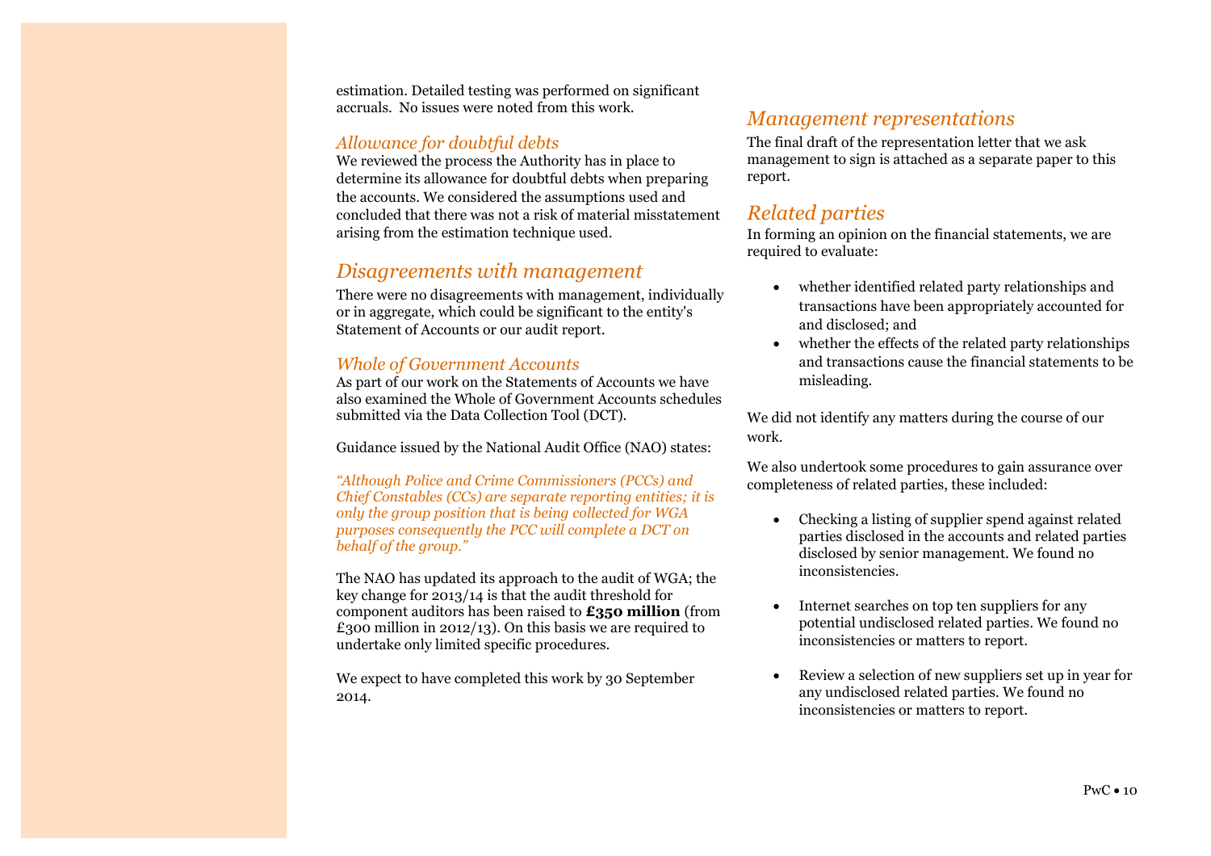estimation. Detailed testing was performed on significant accruals. No issues were noted from this work.

### *Allowance for doubtful debts*

We reviewed the process the Authority has in place to determine its allowance for doubtful debts when preparing the accounts. We considered the assumptions used and concluded that there was not a risk of material misstatement arising from the estimation technique used.

## *Disagreements with management*

There were no disagreements with management, individually or in aggregate, which could be significant to the entity's Statement of Accounts or our audit report.

### *Whole of Government Accounts*

As part of our work on the Statements of Accounts we have also examined the Whole of Government Accounts schedules submitted via the Data Collection Tool (DCT).

Guidance issued by the National Audit Office (NAO) states:

*"Although Police and Crime Commissioners (PCCs) and Chief Constables (CCs) are separate reporting entities; it is only the group position that is being collected for WGA purposes consequently the PCC will complete a DCT on behalf of the group."*

The NAO has updated its approach to the audit of WGA; the key change for 2013/14 is that the audit threshold for component auditors has been raised to **£350 million** (from £300 million in 2012/13). On this basis we are required to undertake only limited specific procedures.

We expect to have completed this work by 30 September 2014.

## *Management representations*

The final draft of the representation letter that we ask management to sign is attached as a separate paper to this report.

## *Related parties*

In forming an opinion on the financial statements, we are required to evaluate:

- whether identified related party relationships and transactions have been appropriately accounted for and disclosed; and
- whether the effects of the related party relationships and transactions cause the financial statements to be misleading.

We did not identify any matters during the course of our work.

We also undertook some procedures to gain assurance over completeness of related parties, these included:

- Checking a listing of supplier spend against related parties disclosed in the accounts and related parties disclosed by senior management. We found no inconsistencies.
- Internet searches on top ten suppliers for any potential undisclosed related parties. We found no inconsistencies or matters to report.
- Review a selection of new suppliers set up in year for any undisclosed related parties. We found no inconsistencies or matters to report.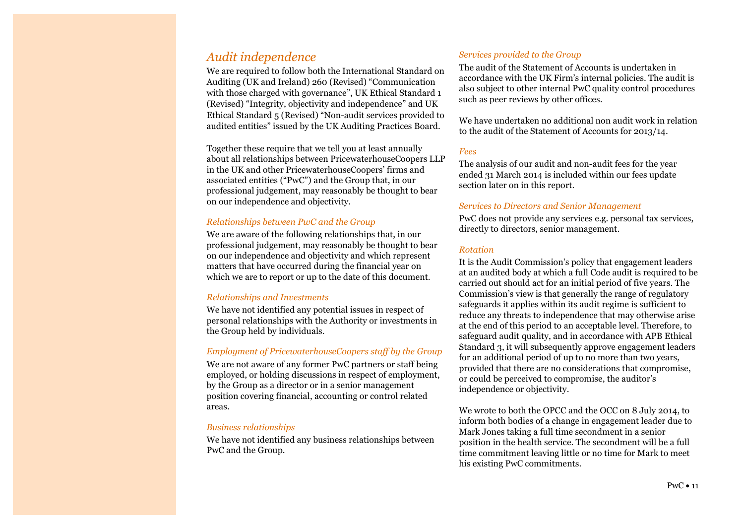## Audit independence

We are required to follow both the International Standard on Auditing (UK and Ireland) 260 (Revised) "Communication with those charged with governance", UK Ethical Standard 1 (Revised) "Integrity, objectivity and independence" and UK Ethical Standard 5 (Revised) "Non-audit services provided to audited entities" issued by the UK Auditing Practices Board.

Together these require that we tell you at least annually about all relationships between PricewaterhouseCoopers LLP in the UK and other PricewaterhouseCoopers' firms and associated entities ("PwC") and the Group that, in our professional judgement, may reasonably be thought to bear on our independence and objectivity.

### *Relationships between PwC and the Group*

We are aware of the following relationships that, in our professional judgement, may reasonably be thought to bear on our independence and objectivity and which represent matters that have occurred during the financial year on which we are to report or up to the date of this document.

### *Relationships and Investments*

We have not identified any potential issues in respect of personal relationships with the Authority or investments in the Group held by individuals.

### *Employment of PricewaterhouseCoopers staff by the Group*

We are not aware of any former PwC partners or staff being employed, or holding discussions in respect of employment, by the Group as a director or in a senior management position covering financial, accounting or control related areas.

### *Business relationships*

We have not identified any business relationships between PwC and the Group.

### *Services provided to the Group*

The audit of the Statement of Accounts is undertaken in accordance with the UK Firm's internal policies. The audit is also subject to other internal PwC quality control procedures such as peer reviews by other offices.

We have undertaken no additional non audit work in relation to the audit of the Statement of Accounts for 2013/14.

### *Fees*

The analysis of our audit and non-audit fees for the year ended 31 March 2014 is included within our fees update section later on in this report.

### *Services to Directors and Senior Management*

PwC does not provide any services e.g. personal tax services, directly to directors, senior management.

### *Rotation*

It is the Audit Commission's policy that engagement leaders at an audited body at which a full Code audit is required to be carried out should act for an initial period of five years. The Commission's view is that generally the range of regulatory safeguards it applies within its audit regime is sufficient to reduce any threats to independence that may otherwise arise at the end of this period to an acceptable level. Therefore, to safeguard audit quality, and in accordance with APB Ethical Standard 3, it will subsequently approve engagement leaders for an additional period of up to no more than two years, provided that there are no considerations that compromise, or could be perceived to compromise, the auditor's independence or objectivity.

We wrote to both the OPCC and the OCC on 8 July 2014, to inform both bodies of a change in engagement leader due to Mark Jones taking a full time secondment in a senior position in the health service. The secondment will be a full time commitment leaving little or no time for Mark to meet his existing PwC commitments.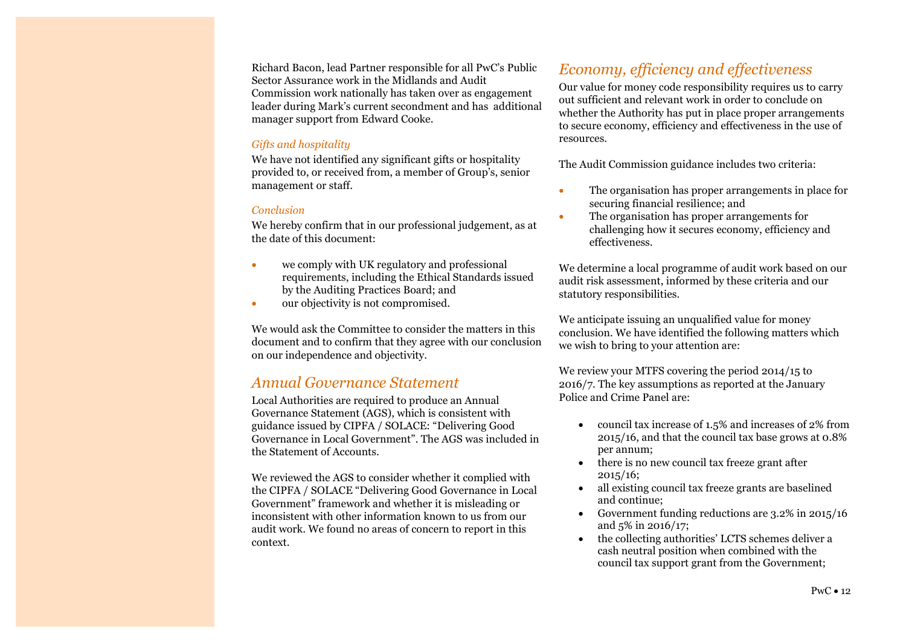Richard Bacon, lead Partner responsible for all PwC's Public Sector Assurance work in the Midlands and Audit Commission work nationally has taken over as engagement leader during Mark's current secondment and has additional manager support from Edward Cooke.

### *Gifts and hospitality*

We have not identified any significant gifts or hospitality provided to, or received from, a member of Group's, senior management or staff.

### *Conclusion*

We hereby confirm that in our professional judgement, as at the date of this document:

- we comply with UK regulatory and professional requirements, including the Ethical Standards issued by the Auditing Practices Board; and
- our objectivity is not compromised.

We would ask the Committee to consider the matters in this document and to confirm that they agree with our conclusion on our independence and objectivity.

## *Annual Governance Statement*

Local Authorities are required to produce an Annual Governance Statement (AGS), which is consistent with guidance issued by CIPFA / SOLACE: "Delivering Good Governance in Local Government". The AGS was included in the Statement of Accounts.

We reviewed the AGS to consider whether it complied with the CIPFA / SOLACE "Delivering Good Governance in Local Government" framework and whether it is misleading or inconsistent with other information known to us from our audit work. We found no areas of concern to report in this context.

## *Economy, efficiency and effectiveness*

Our value for money code responsibility requires us to carry out sufficient and relevant work in order to conclude on whether the Authority has put in place proper arrangements to secure economy, efficiency and effectiveness in the use of resources.

The Audit Commission guidance includes two criteria:

- The organisation has proper arrangements in place for securing financial resilience; and
- The organisation has proper arrangements for challenging how it secures economy, efficiency and effectiveness.

We determine a local programme of audit work based on our audit risk assessment, informed by these criteria and our statutory responsibilities.

We anticipate issuing an unqualified value for money conclusion. We have identified the following matters which we wish to bring to your attention are:

We review your MTFS covering the period 2014/15 to 2016/7. The key assumptions as reported at the January Police and Crime Panel are:

- council tax increase of 1.5% and increases of 2% from 2015/16, and that the council tax base grows at 0.8% per annum;
- there is no new council tax freeze grant after 2015/16;
- all existing council tax freeze grants are baselined and continue;
- Government funding reductions are 3.2% in 2015/16 and 5% in 2016/17;
- the collecting authorities' LCTS schemes deliver a cash neutral position when combined with the council tax support grant from the Government;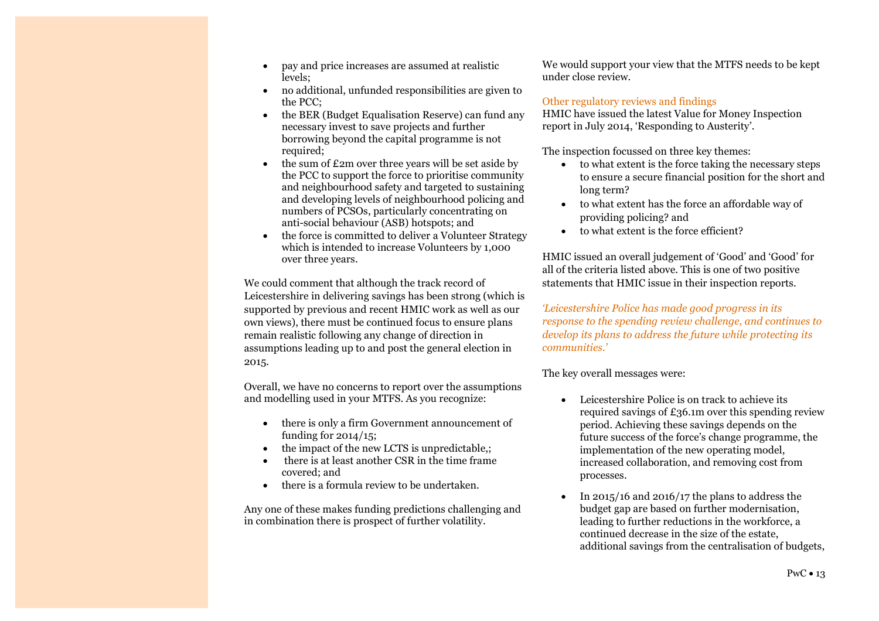- pay and price increases are assumed at realistic levels;
- no additional, unfunded responsibilities are given to the PCC;
- the BER (Budget Equalisation Reserve) can fund any necessary invest to save projects and further borrowing beyond the capital programme is not required;
- the sum of £2m over three years will be set aside by the PCC to support the force to prioritise community and neighbourhood safety and targeted to sustaining and developing levels of neighbourhood policing and numbers of PCSOs, particularly concentrating on anti-social behaviour (ASB) hotspots; and
- the force is committed to deliver a Volunteer Strategy which is intended to increase Volunteers by 1,000 over three years.

We could comment that although the track record of Leicestershire in delivering savings has been strong (which is supported by previous and recent HMIC work as well as our own views), there must be continued focus to ensure plans remain realistic following any change of direction in assumptions leading up to and post the general election in 2015.

Overall, we have no concerns to report over the assumptions and modelling used in your MTFS. As you recognize:

- there is only a firm Government announcement of funding for 2014/15;
- the impact of the new LCTS is unpredictable,;
- there is at least another CSR in the time frame covered; and
- there is a formula review to be undertaken.

Any one of these makes funding predictions challenging and in combination there is prospect of further volatility.

We would support your view that the MTFS needs to be kept under close review.

### Other regulatory reviews and findings

HMIC have issued the latest Value for Money Inspection report in July 2014, 'Responding to Austerity'.

The inspection focussed on three key themes:

- to what extent is the force taking the necessary steps to ensure a secure financial position for the short and long term?
- to what extent has the force an affordable way of providing policing? and
- to what extent is the force efficient?

HMIC issued an overall judgement of 'Good' and 'Good' for all of the criteria listed above. This is one of two positive statements that HMIC issue in their inspection reports.

*'Leicestershire Police has made good progress in its response to the spending review challenge, and continues to develop its plans to address the future while protecting its communities.'*

The key overall messages were:

- Leicestershire Police is on track to achieve its required savings of £36.1m over this spending review period. Achieving these savings depends on the future success of the force's change programme, the implementation of the new operating model, increased collaboration, and removing cost from processes.
- In 2015/16 and 2016/17 the plans to address the budget gap are based on further modernisation, leading to further reductions in the workforce, a continued decrease in the size of the estate, additional savings from the centralisation of budgets,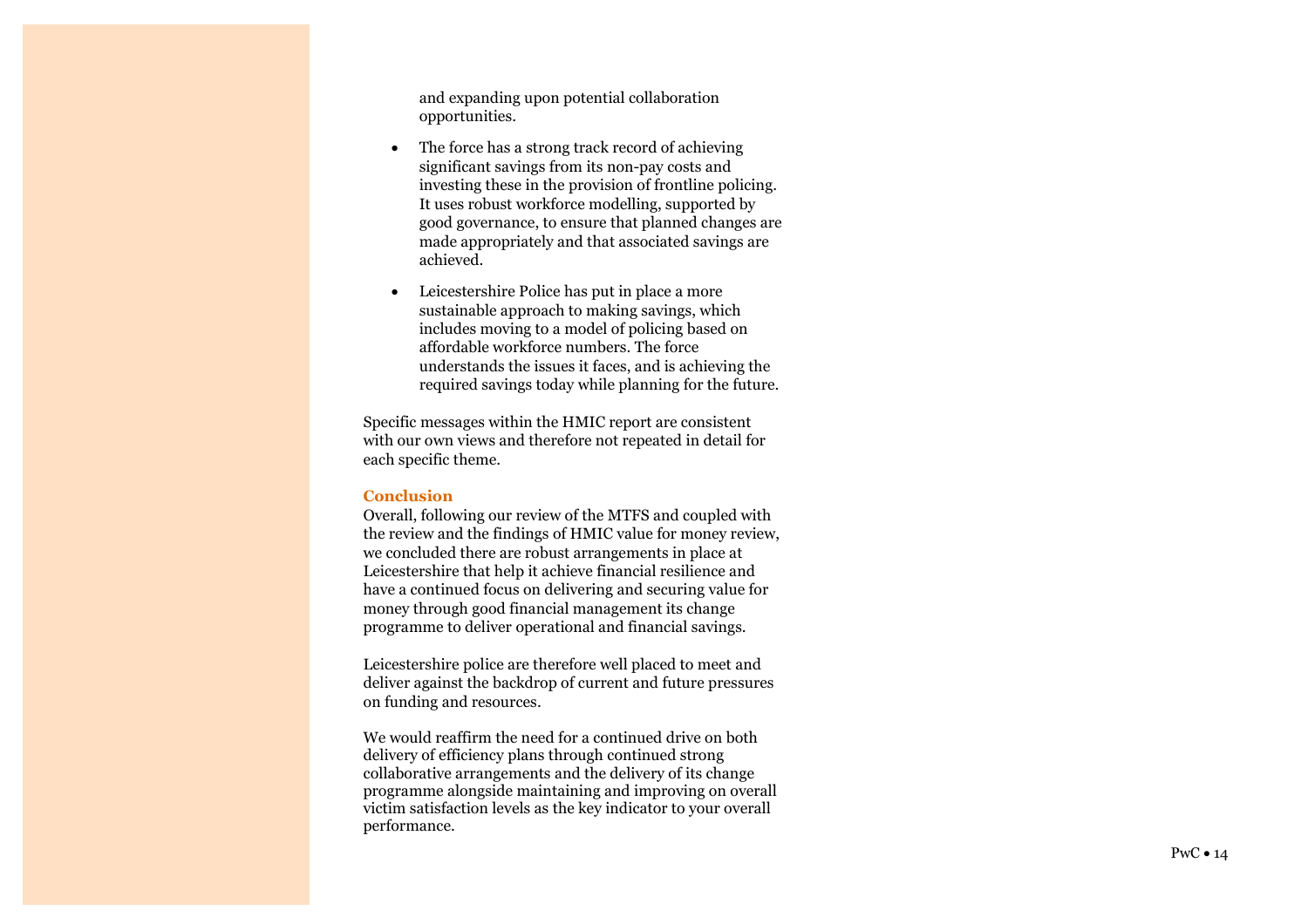and expanding upon potential collaboration opportunities.

- The force has a strong track record of achieving significant savings from its non-pay costs and investing these in the provision of frontline policing. It uses robust workforce modelling, supported by good governance, to ensure that planned changes are made appropriately and that associated savings are achieved.
- Leicestershire Police has put in place a more sustainable approach to making savings, which includes moving to a model of policing based on affordable workforce numbers. The force understands the issues it faces, and is achieving the required savings today while planning for the future.

Specific messages within the HMIC report are consistent with our own views and therefore not repeated in detail for each specific theme.

**Conclusion**

Overall, following our review of the MTFS and coupled with the review and the findings of HMIC value for money review, we concluded there are robust arrangements in place at Leicestershire that help it achieve financial resilience and have a continued focus on delivering and securing value for money through good financial management its change programme to deliver operational and financial savings.

Leicestershire police are therefore well placed to meet and deliver against the backdrop of current and future pressures on funding and resources.

We would reaffirm the need for a continued drive on both delivery of efficiency plans through continued strong collaborative arrangements and the delivery of its change programme alongside maintaining and improving on overall victim satisfaction levels as the key indicator to your overall performance.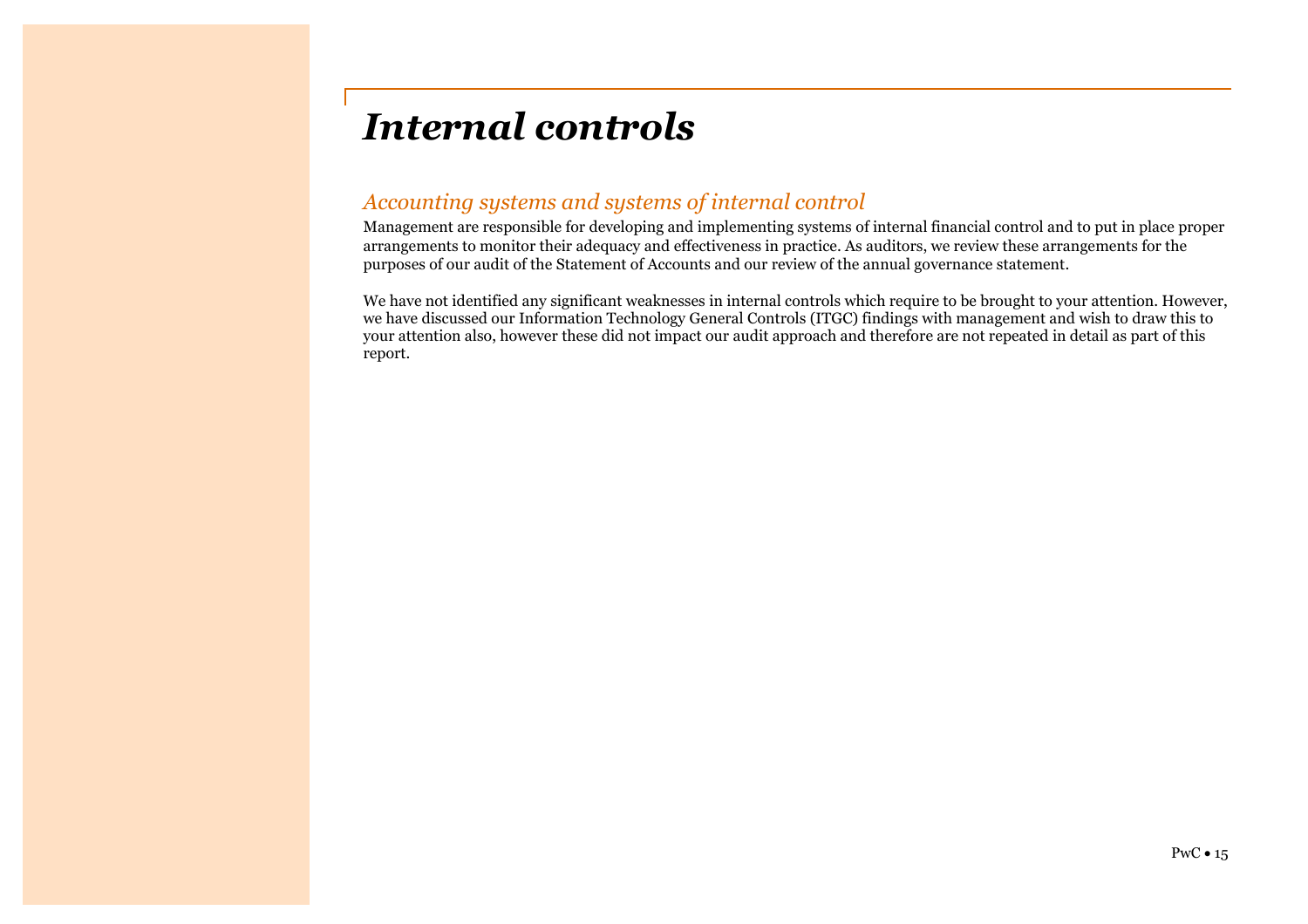# *Internal controls*

## *Accounting systems and systems of internal control*

Management are responsible for developing and implementing systems of internal financial control and to put in place proper arrangements to monitor their adequacy and effectiveness in practice. As auditors, we review these arrangements for the purposes of our audit of the Statement of Accounts and our review of the annual governance statement.

We have not identified any significant weaknesses in internal controls which require to be brought to your attention. However, we have discussed our Information Technology General Controls (ITGC) findings with management and wish to draw this to your attention also, however these did not impact our audit approach and therefore are not repeated in detail as part of this report.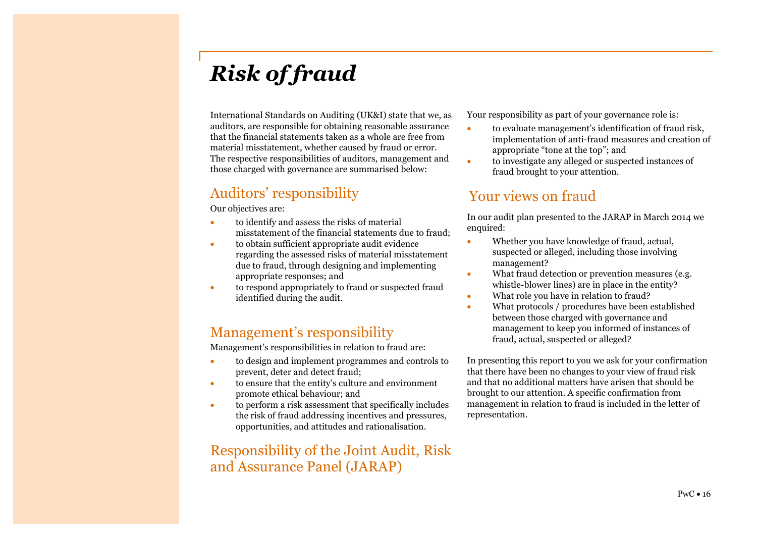# *Risk of fraud*

International Standards on Auditing (UK&I) state that we, as auditors, are responsible for obtaining reasonable assurance that the financial statements taken as a whole are free from material misstatement, whether caused by fraud or error. The respective responsibilities of auditors, management and those charged with governance are summarised below:

## Auditors' responsibility

Our objectives are:

- to identify and assess the risks of material misstatement of the financial statements due to fraud;
- to obtain sufficient appropriate audit evidence regarding the assessed risks of material misstatement due to fraud, through designing and implementing appropriate responses; and
- to respond appropriately to fraud or suspected fraud identified during the audit.

## Management's responsibility

Management's responsibilities in relation to fraud are:

- to design and implement programmes and controls to prevent, deter and detect fraud;
- to ensure that the entity's culture and environment promote ethical behaviour; and
- to perform a risk assessment that specifically includes the risk of fraud addressing incentives and pressures, opportunities, and attitudes and rationalisation.

## Responsibility of the Joint Audit, Risk and Assurance Panel (JARAP)

Your responsibility as part of your governance role is:

- to evaluate management's identification of fraud risk, implementation of anti-fraud measures and creation of appropriate "tone at the top"; and
- to investigate any alleged or suspected instances of fraud brought to your attention.

## Your views on fraud

In our audit plan presented to the JARAP in March 2014 we enquired:

- Whether you have knowledge of fraud, actual, suspected or alleged, including those involving management?
- What fraud detection or prevention measures (e.g. whistle-blower lines) are in place in the entity?
- What role you have in relation to fraud?
- What protocols / procedures have been established between those charged with governance and management to keep you informed of instances of fraud, actual, suspected or alleged?

In presenting this report to you we ask for your confirmation that there have been no changes to your view of fraud risk and that no additional matters have arisen that should be brought to our attention. A specific confirmation from management in relation to fraud is included in the letter of representation.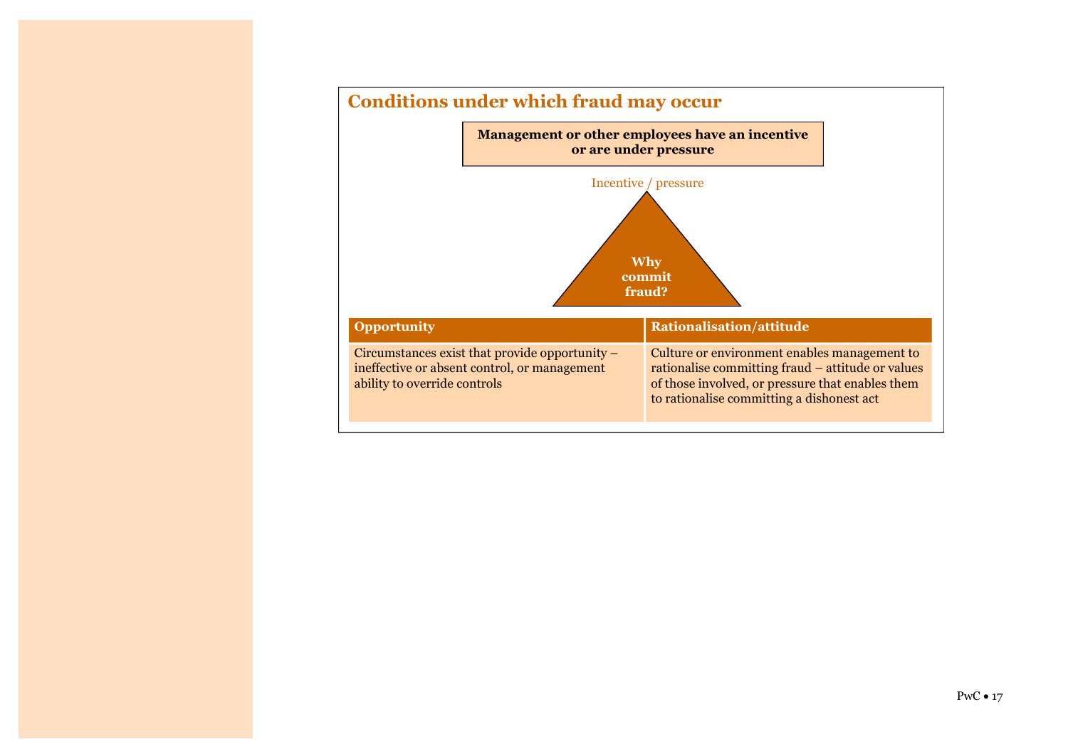## Conditions under which fraud may occur

**Management or other employees have an incentive or are under pressure**

Incentive / pressure

**Why commit fraud?**

| Opportunity | Rationalisation/attitude |
| --- | --- |
| Circumstances exist that provide opportunity – ineffective or absent control, or management ability to override controls | Culture or environment enables management to rationalise committing fraud – attitude or values of those involved, or pressure that enables them to rationalise committing a dishonest act |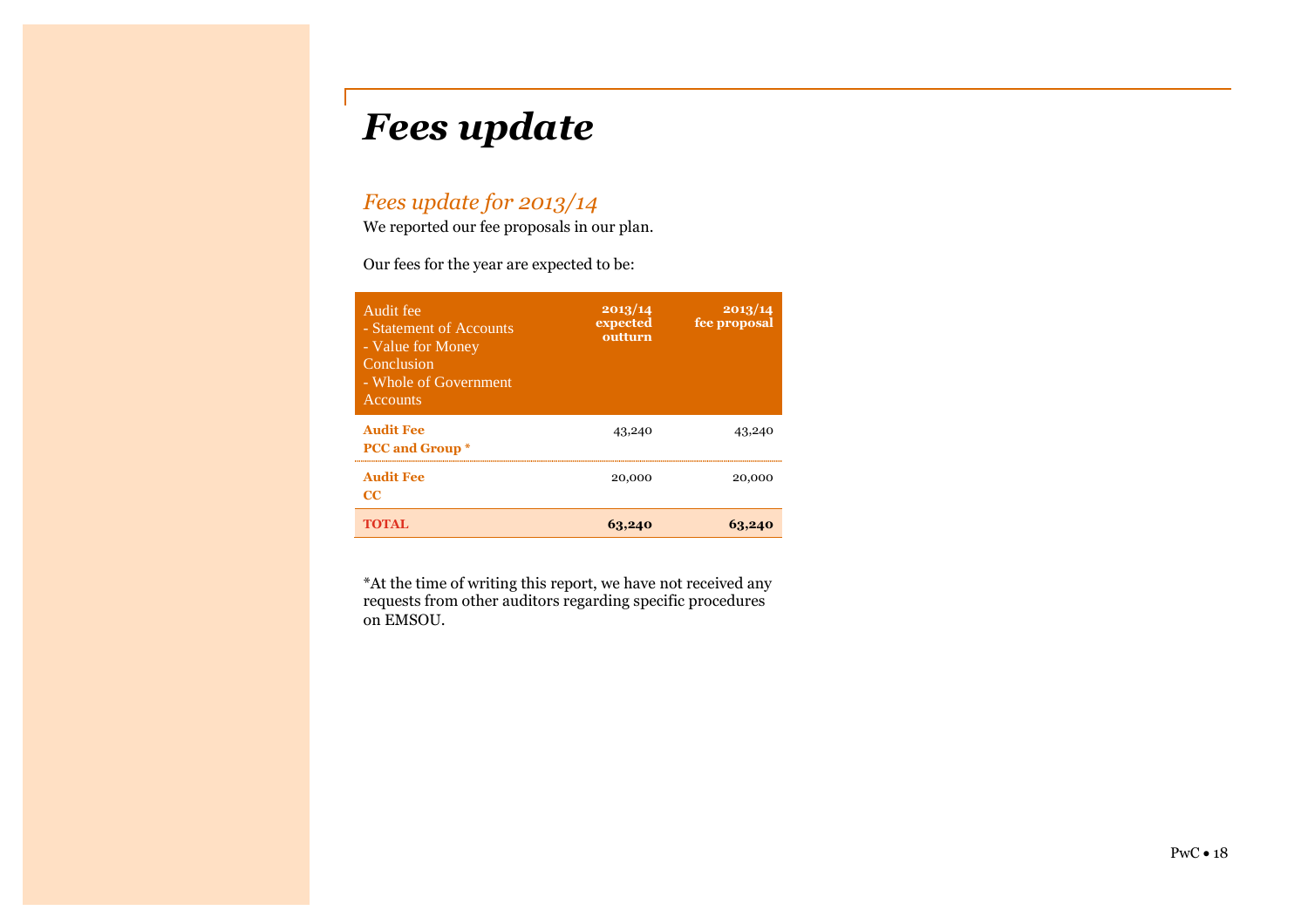# Fees update

## *Fees update for 2013/14*

We reported our fee proposals in our plan.

Our fees for the year are expected to be:

| Audit fee<br>- Statement of Accounts<br>- Value for Money Conclusion<br>- Whole of Government Accounts | 2013/14 expected outturn | 2013/14 fee proposal |
|---|---|---|
| **Audit Fee**<br>**PCC and Group** * | 43,240 | 43,240 |
| **Audit Fee**<br>**CC** | 20,000 | 20,000 |
| **TOTAL** | **63,240** | **63,240** |

*At the time of writing this report, we have not received any requests from other auditors regarding specific procedures on EMSOU.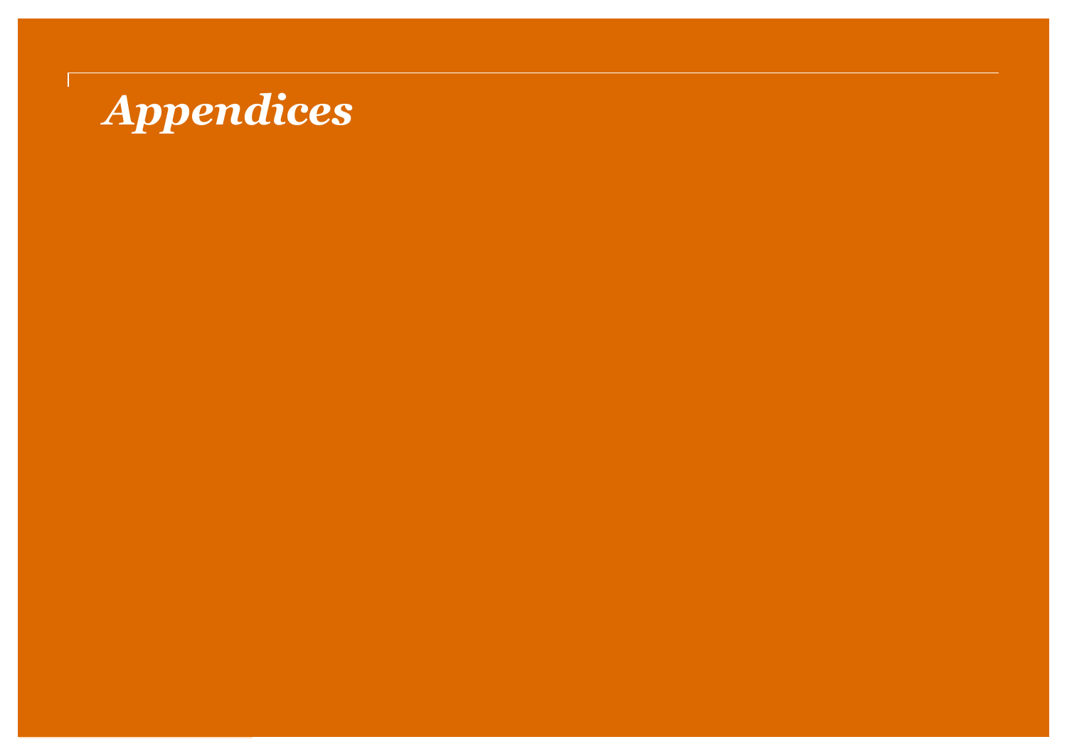# *Appendices*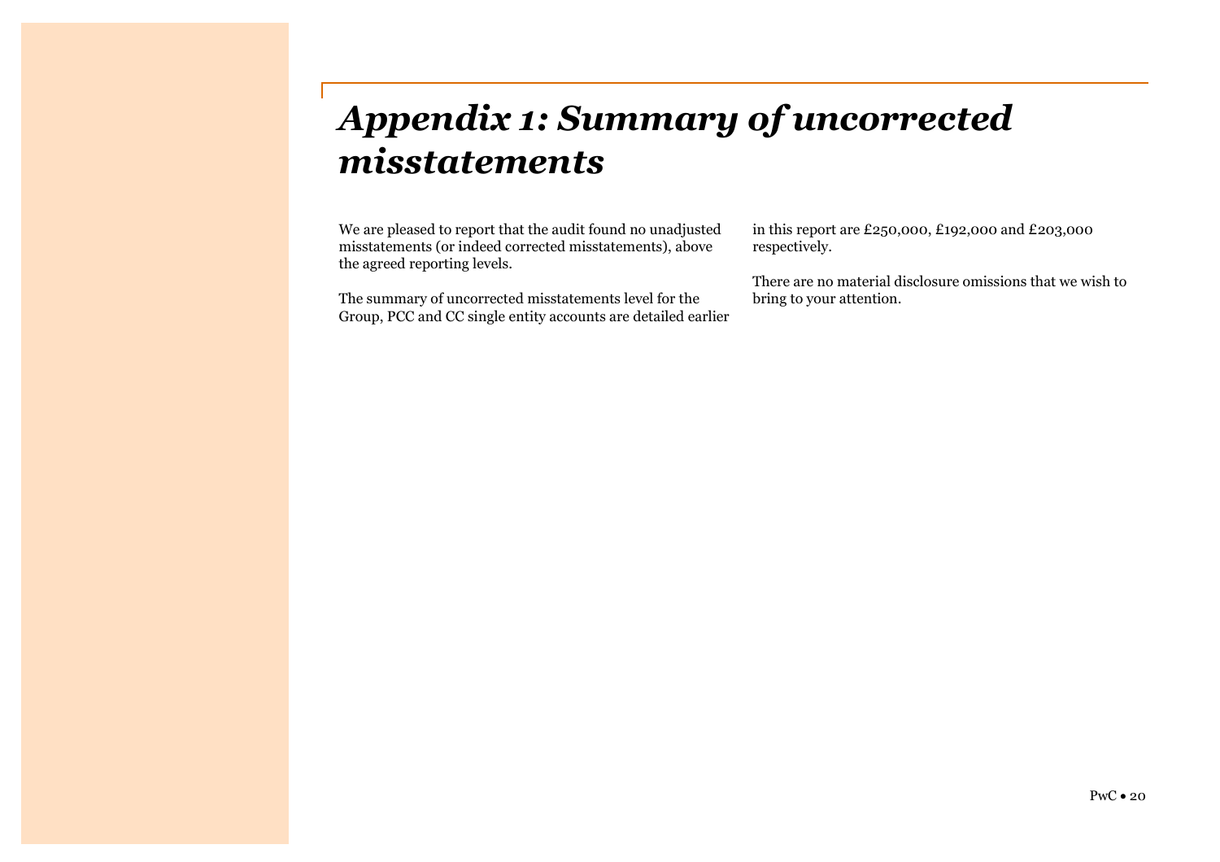# *Appendix 1: Summary of uncorrected misstatements*

We are pleased to report that the audit found no unadjusted misstatements (or indeed corrected misstatements), above the agreed reporting levels.

The summary of uncorrected misstatements level for the Group, PCC and CC single entity accounts are detailed earlier in this report are £250,000, £192,000 and £203,000 respectively.

There are no material disclosure omissions that we wish to bring to your attention.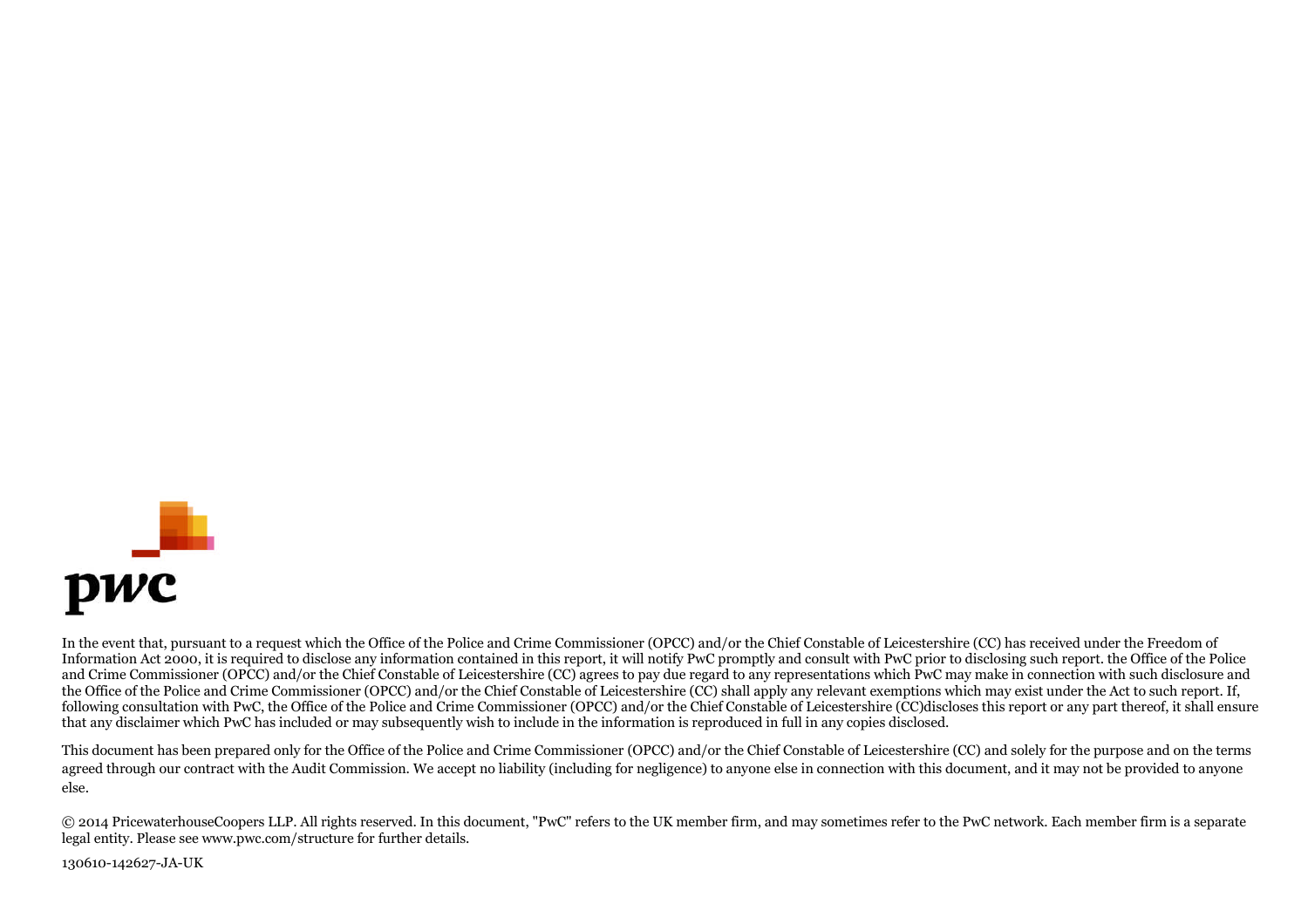In the event that, pursuant to a request which the Office of the Police and Crime Commissioner (OPCC) and/or the Chief Constable of Leicestershire (CC) has received under the Freedom of Information Act 2000, it is required to disclose any information contained in this report, it will notify PwC promptly and consult with PwC prior to disclosing such report. the Office of the Police and Crime Commissioner (OPCC) and/or the Chief Constable of Leicestershire (CC) agrees to pay due regard to any representations which PwC may make in connection with such disclosure and the Office of the Police and Crime Commissioner (OPCC) and/or the Chief Constable of Leicestershire (CC) shall apply any relevant exemptions which may exist under the Act to such report. If, following consultation with PwC, the Office of the Police and Crime Commissioner (OPCC) and/or the Chief Constable of Leicestershire (CC)discloses this report or any part thereof, it shall ensure that any disclaimer which PwC has included or may subsequently wish to include in the information is reproduced in full in any copies disclosed.

This document has been prepared only for the Office of the Police and Crime Commissioner (OPCC) and/or the Chief Constable of Leicestershire (CC) and solely for the purpose and on the terms agreed through our contract with the Audit Commission. We accept no liability (including for negligence) to anyone else in connection with this document, and it may not be provided to anyone else.

© 2014 PricewaterhouseCoopers LLP. All rights reserved. In this document, "PwC" refers to the UK member firm, and may sometimes refer to the PwC network. Each member firm is a separate legal entity. Please see www.pwc.com/structure for further details.

130610-142627-JA-UK